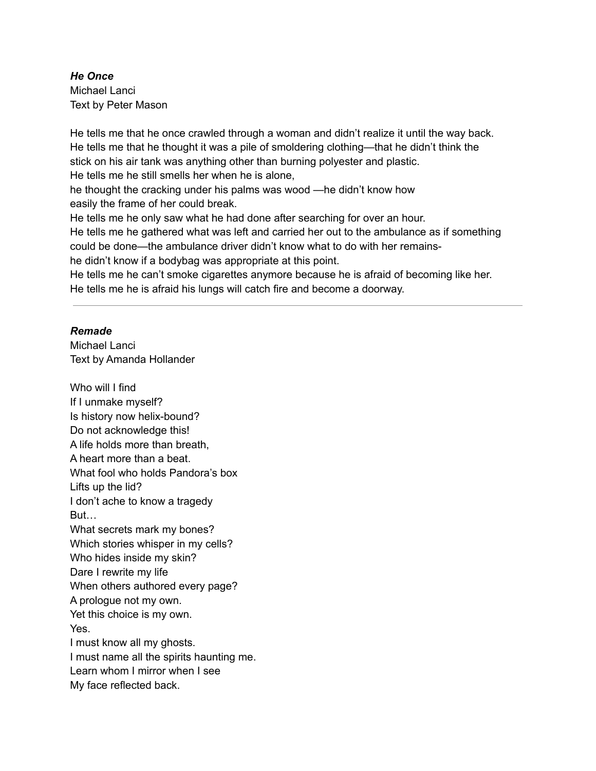***He Once***
Michael Lanci
Text by Peter Mason

He tells me that he once crawled through a woman and didn't realize it until the way back.
He tells me that he thought it was a pile of smoldering clothing—that he didn't think the stick on his air tank was anything other than burning polyester and plastic.
He tells me he still smells her when he is alone,
he thought the cracking under his palms was wood —he didn't know how
easily the frame of her could break.
He tells me he only saw what he had done after searching for over an hour.
He tells me he gathered what was left and carried her out to the ambulance as if something could be done—the ambulance driver didn't know what to do with her remains-
he didn't know if a bodybag was appropriate at this point.
He tells me he can't smoke cigarettes anymore because he is afraid of becoming like her.
He tells me he is afraid his lungs will catch fire and become a doorway.

---

***Remade***
Michael Lanci
Text by Amanda Hollander

Who will I find
If I unmake myself?
Is history now helix-bound?
Do not acknowledge this!
A life holds more than breath,
A heart more than a beat.
What fool who holds Pandora's box
Lifts up the lid?
I don't ache to know a tragedy
But…
What secrets mark my bones?
Which stories whisper in my cells?
Who hides inside my skin?
Dare I rewrite my life
When others authored every page?
A prologue not my own.
Yet this choice is my own.
Yes.
I must know all my ghosts.
I must name all the spirits haunting me.
Learn whom I mirror when I see
My face reflected back.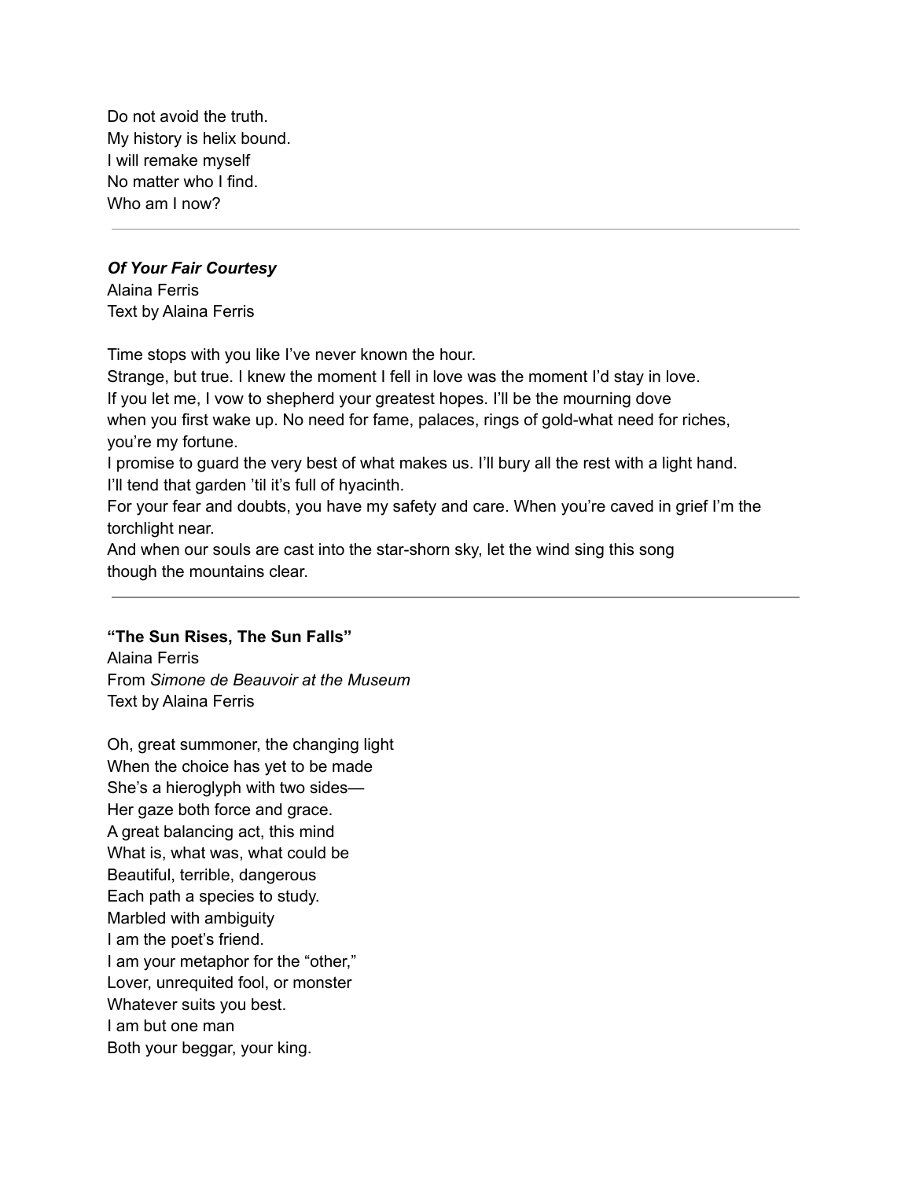Do not avoid the truth.  
My history is helix bound.  
I will remake myself  
No matter who I find.  
Who am I now?

---

***Of Your Fair Courtesy***  
Alaina Ferris  
Text by Alaina Ferris

Time stops with you like I've never known the hour.  
Strange, but true. I knew the moment I fell in love was the moment I'd stay in love.  
If you let me, I vow to shepherd your greatest hopes. I'll be the mourning dove  
when you first wake up. No need for fame, palaces, rings of gold-what need for riches,  
you're my fortune.  
I promise to guard the very best of what makes us. I'll bury all the rest with a light hand.  
I'll tend that garden 'til it's full of hyacinth.  
For your fear and doubts, you have my safety and care. When you're caved in grief I'm the  
torchlight near.  
And when our souls are cast into the star-shorn sky, let the wind sing this song  
though the mountains clear.

---

**"The Sun Rises, The Sun Falls"**  
Alaina Ferris  
From *Simone de Beauvoir at the Museum*  
Text by Alaina Ferris

Oh, great summoner, the changing light  
When the choice has yet to be made  
She's a hieroglyph with two sides—  
Her gaze both force and grace.  
A great balancing act, this mind  
What is, what was, what could be  
Beautiful, terrible, dangerous  
Each path a species to study.  
Marbled with ambiguity  
I am the poet's friend.  
I am your metaphor for the "other,"  
Lover, unrequited fool, or monster  
Whatever suits you best.  
I am but one man  
Both your beggar, your king.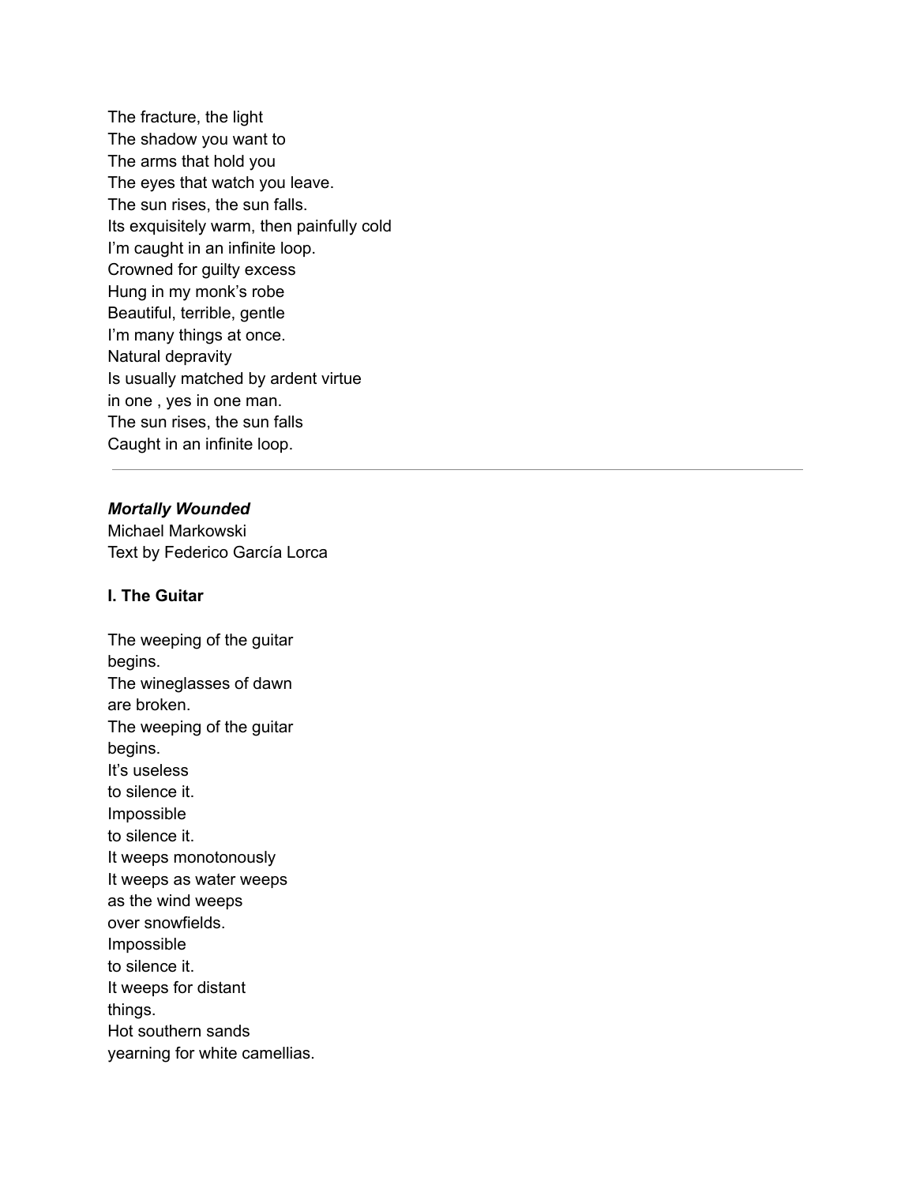The fracture, the light  
The shadow you want to  
The arms that hold you  
The eyes that watch you leave.  
The sun rises, the sun falls.  
Its exquisitely warm, then painfully cold  
I’m caught in an infinite loop.  
Crowned for guilty excess  
Hung in my monk’s robe  
Beautiful, terrible, gentle  
I’m many things at once.  
Natural depravity  
Is usually matched by ardent virtue  
in one , yes in one man.  
The sun rises, the sun falls  
Caught in an infinite loop.

---

***Mortally Wounded***  
Michael Markowski  
Text by Federico García Lorca

**I. The Guitar**

The weeping of the guitar  
begins.  
The wineglasses of dawn  
are broken.  
The weeping of the guitar  
begins.  
It’s useless  
to silence it.  
Impossible  
to silence it.  
It weeps monotonously  
It weeps as water weeps  
as the wind weeps  
over snowfields.  
Impossible  
to silence it.  
It weeps for distant  
things.  
Hot southern sands  
yearning for white camellias.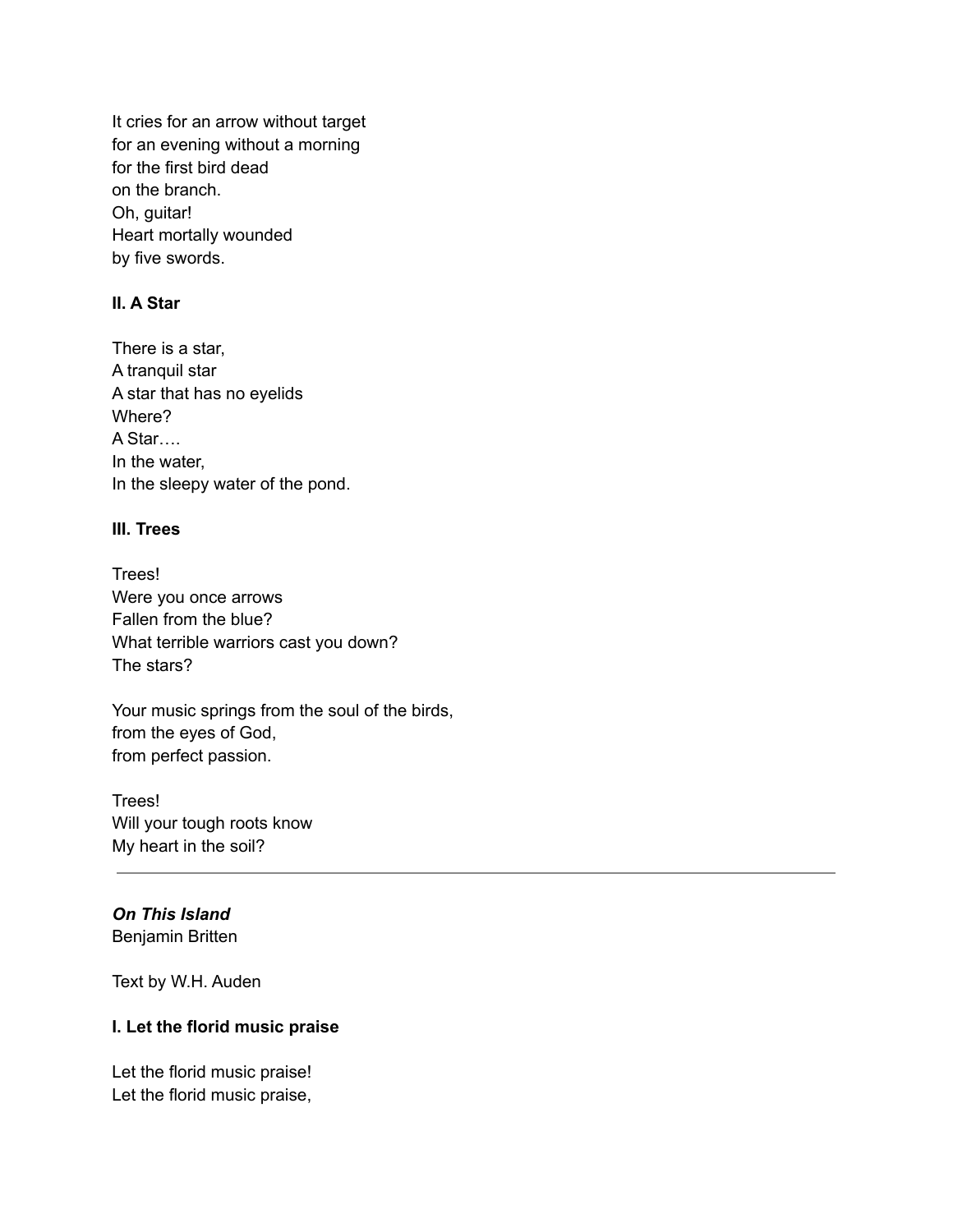It cries for an arrow without target
for an evening without a morning
for the first bird dead
on the branch.
Oh, guitar!
Heart mortally wounded
by five swords.

**II. A Star**

There is a star,
A tranquil star
A star that has no eyelids
Where?
A Star….
In the water,
In the sleepy water of the pond.

**III. Trees**

Trees!
Were you once arrows
Fallen from the blue?
What terrible warriors cast you down?
The stars?

Your music springs from the soul of the birds,
from the eyes of God,
from perfect passion.

Trees!
Will your tough roots know
My heart in the soil?

---

***On This Island***
Benjamin Britten

Text by W.H. Auden

**I. Let the florid music praise**

Let the florid music praise!
Let the florid music praise,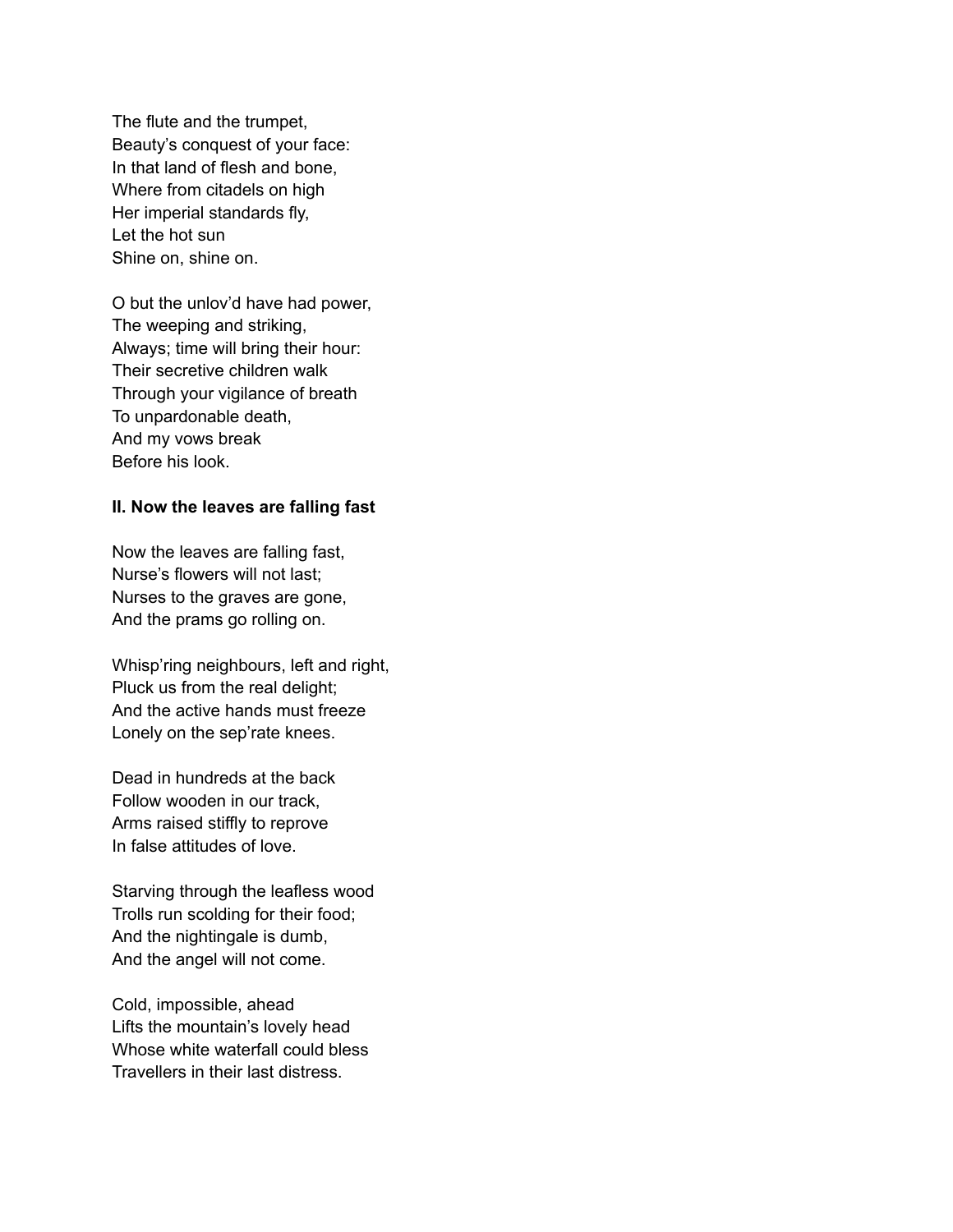The flute and the trumpet,  
Beauty's conquest of your face:  
In that land of flesh and bone,  
Where from citadels on high  
Her imperial standards fly,  
Let the hot sun  
Shine on, shine on.

O but the unlov'd have had power,  
The weeping and striking,  
Always; time will bring their hour:  
Their secretive children walk  
Through your vigilance of breath  
To unpardonable death,  
And my vows break  
Before his look.

### II. Now the leaves are falling fast

Now the leaves are falling fast,  
Nurse's flowers will not last;  
Nurses to the graves are gone,  
And the prams go rolling on.

Whisp'ring neighbours, left and right,  
Pluck us from the real delight;  
And the active hands must freeze  
Lonely on the sep'rate knees.

Dead in hundreds at the back  
Follow wooden in our track,  
Arms raised stiffly to reprove  
In false attitudes of love.

Starving through the leafless wood  
Trolls run scolding for their food;  
And the nightingale is dumb,  
And the angel will not come.

Cold, impossible, ahead  
Lifts the mountain's lovely head  
Whose white waterfall could bless  
Travellers in their last distress.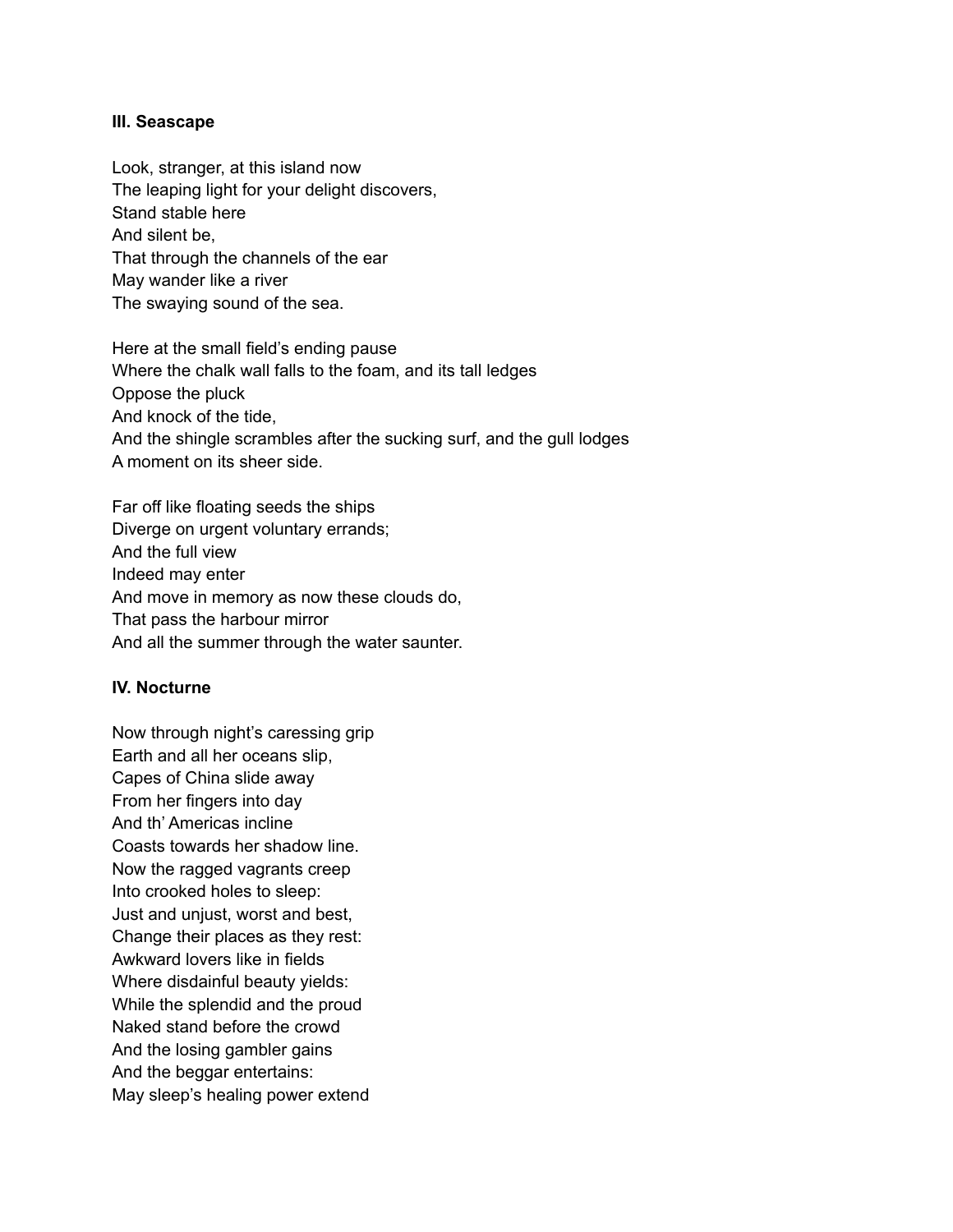### III. Seascape

Look, stranger, at this island now  
The leaping light for your delight discovers,  
Stand stable here  
And silent be,  
That through the channels of the ear  
May wander like a river  
The swaying sound of the sea.

Here at the small field's ending pause  
Where the chalk wall falls to the foam, and its tall ledges  
Oppose the pluck  
And knock of the tide,  
And the shingle scrambles after the sucking surf, and the gull lodges  
A moment on its sheer side.

Far off like floating seeds the ships  
Diverge on urgent voluntary errands;  
And the full view  
Indeed may enter  
And move in memory as now these clouds do,  
That pass the harbour mirror  
And all the summer through the water saunter.

### IV. Nocturne

Now through night's caressing grip  
Earth and all her oceans slip,  
Capes of China slide away  
From her fingers into day  
And th' Americas incline  
Coasts towards her shadow line.  
Now the ragged vagrants creep  
Into crooked holes to sleep:  
Just and unjust, worst and best,  
Change their places as they rest:  
Awkward lovers like in fields  
Where disdainful beauty yields:  
While the splendid and the proud  
Naked stand before the crowd  
And the losing gambler gains  
And the beggar entertains:  
May sleep's healing power extend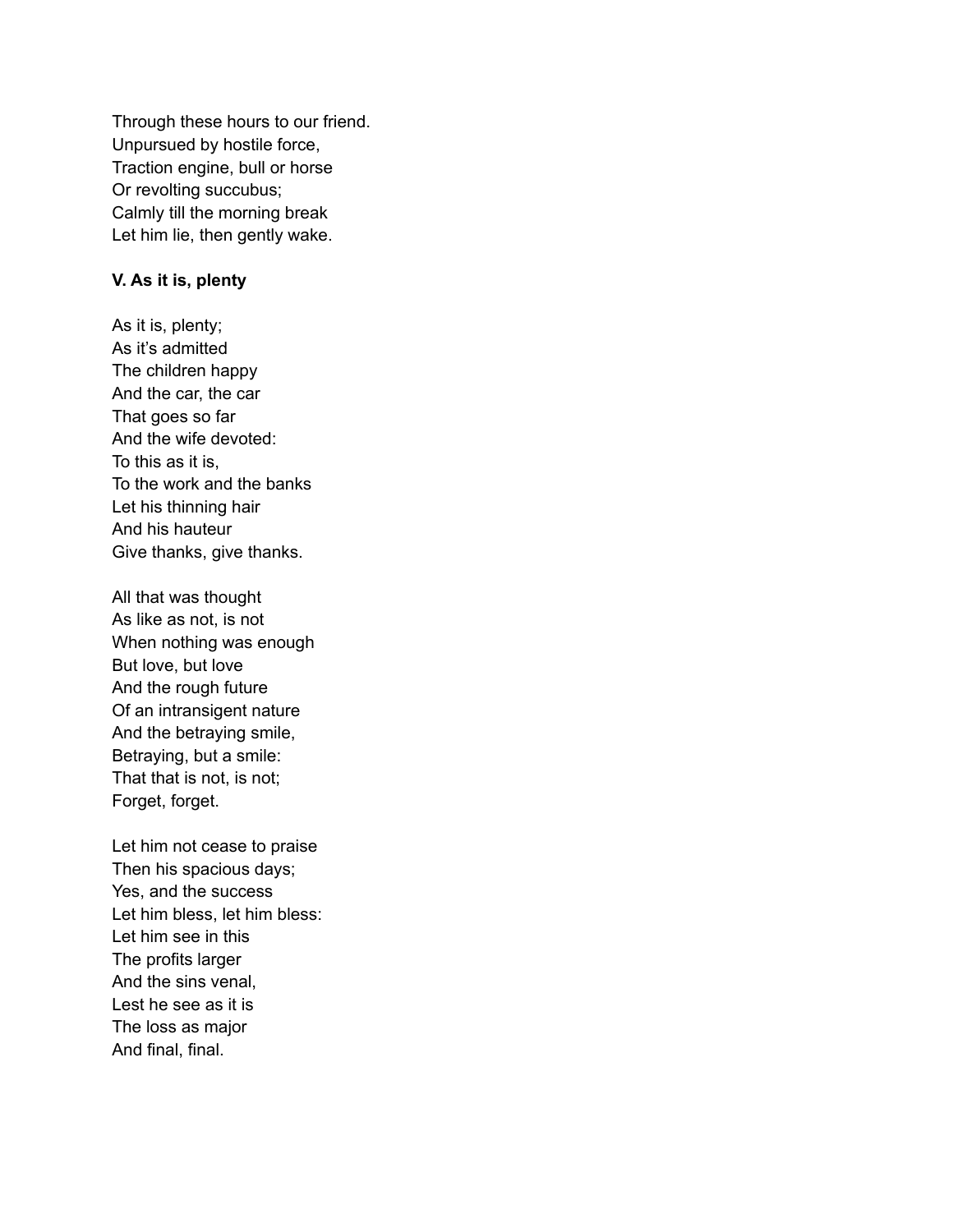Through these hours to our friend.  
Unpursued by hostile force,  
Traction engine, bull or horse  
Or revolting succubus;  
Calmly till the morning break  
Let him lie, then gently wake.

### V. As it is, plenty

As it is, plenty;  
As it's admitted  
The children happy  
And the car, the car  
That goes so far  
And the wife devoted:  
To this as it is,  
To the work and the banks  
Let his thinning hair  
And his hauteur  
Give thanks, give thanks.

All that was thought  
As like as not, is not  
When nothing was enough  
But love, but love  
And the rough future  
Of an intransigent nature  
And the betraying smile,  
Betraying, but a smile:  
That that is not, is not;  
Forget, forget.

Let him not cease to praise  
Then his spacious days;  
Yes, and the success  
Let him bless, let him bless:  
Let him see in this  
The profits larger  
And the sins venal,  
Lest he see as it is  
The loss as major  
And final, final.